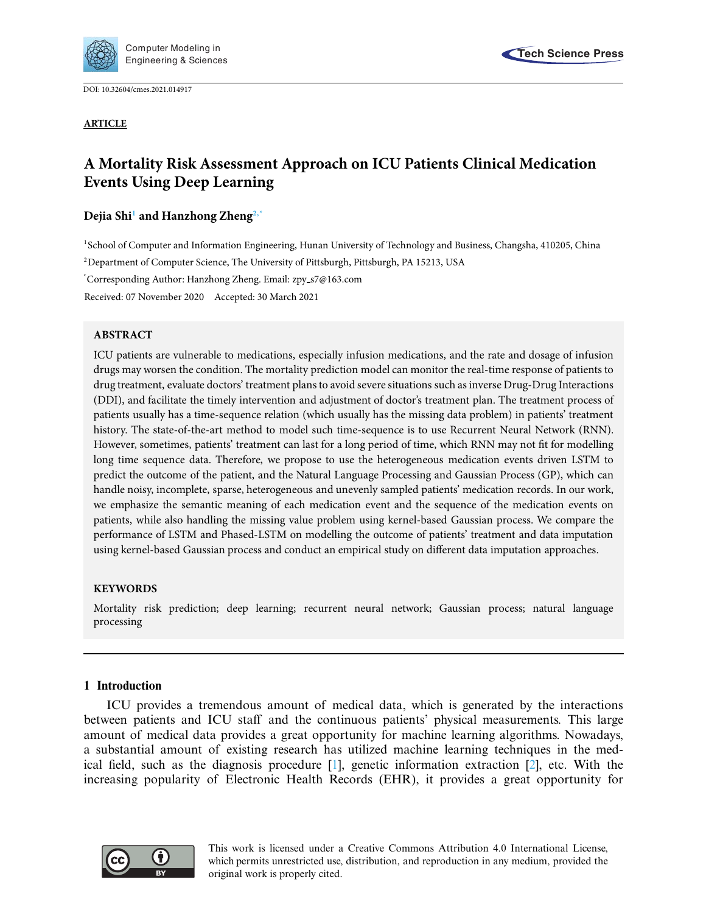DOI: 10.32604/cmes.2021.014917

**ARTICLE**

# A Mortality Risk Assessment Approach on ICU Patients Clinical Medication Events Using Deep Learning

**Dejia Shi[1] and Hanzhong Zheng[2,*]**

[1]School of Computer and Information Engineering, Hunan University of Technology and Business, Changsha, 410205, China

[2]Department of Computer Science, The University of Pittsburgh, Pittsburgh, PA 15213, USA

[*]Corresponding Author: Hanzhong Zheng. Email: zpy_s7@163.com

Received: 07 November 2020 Accepted: 30 March 2021

## ABSTRACT

ICU patients are vulnerable to medications, especially infusion medications, and the rate and dosage of infusion drugs may worsen the condition. The mortality prediction model can monitor the real-time response of patients to drug treatment, evaluate doctors' treatment plans to avoid severe situations such as inverse Drug-Drug Interactions (DDI), and facilitate the timely intervention and adjustment of doctor's treatment plan. The treatment process of patients usually has a time-sequence relation (which usually has the missing data problem) in patients' treatment history. The state-of-the-art method to model such time-sequence is to use Recurrent Neural Network (RNN). However, sometimes, patients' treatment can last for a long period of time, which RNN may not fit for modelling long time sequence data. Therefore, we propose to use the heterogeneous medication events driven LSTM to predict the outcome of the patient, and the Natural Language Processing and Gaussian Process (GP), which can handle noisy, incomplete, sparse, heterogeneous and unevenly sampled patients' medication records. In our work, we emphasize the semantic meaning of each medication event and the sequence of the medication events on patients, while also handling the missing value problem using kernel-based Gaussian process. We compare the performance of LSTM and Phased-LSTM on modelling the outcome of patients' treatment and data imputation using kernel-based Gaussian process and conduct an empirical study on different data imputation approaches.

## KEYWORDS

Mortality risk prediction; deep learning; recurrent neural network; Gaussian process; natural language processing

## 1 Introduction

ICU provides a tremendous amount of medical data, which is generated by the interactions between patients and ICU staff and the continuous patients' physical measurements. This large amount of medical data provides a great opportunity for machine learning algorithms. Nowadays, a substantial amount of existing research has utilized machine learning techniques in the medical field, such as the diagnosis procedure [1], genetic information extraction [2], etc. With the increasing popularity of Electronic Health Records (EHR), it provides a great opportunity for

This work is licensed under a Creative Commons Attribution 4.0 International License, which permits unrestricted use, distribution, and reproduction in any medium, provided the original work is properly cited.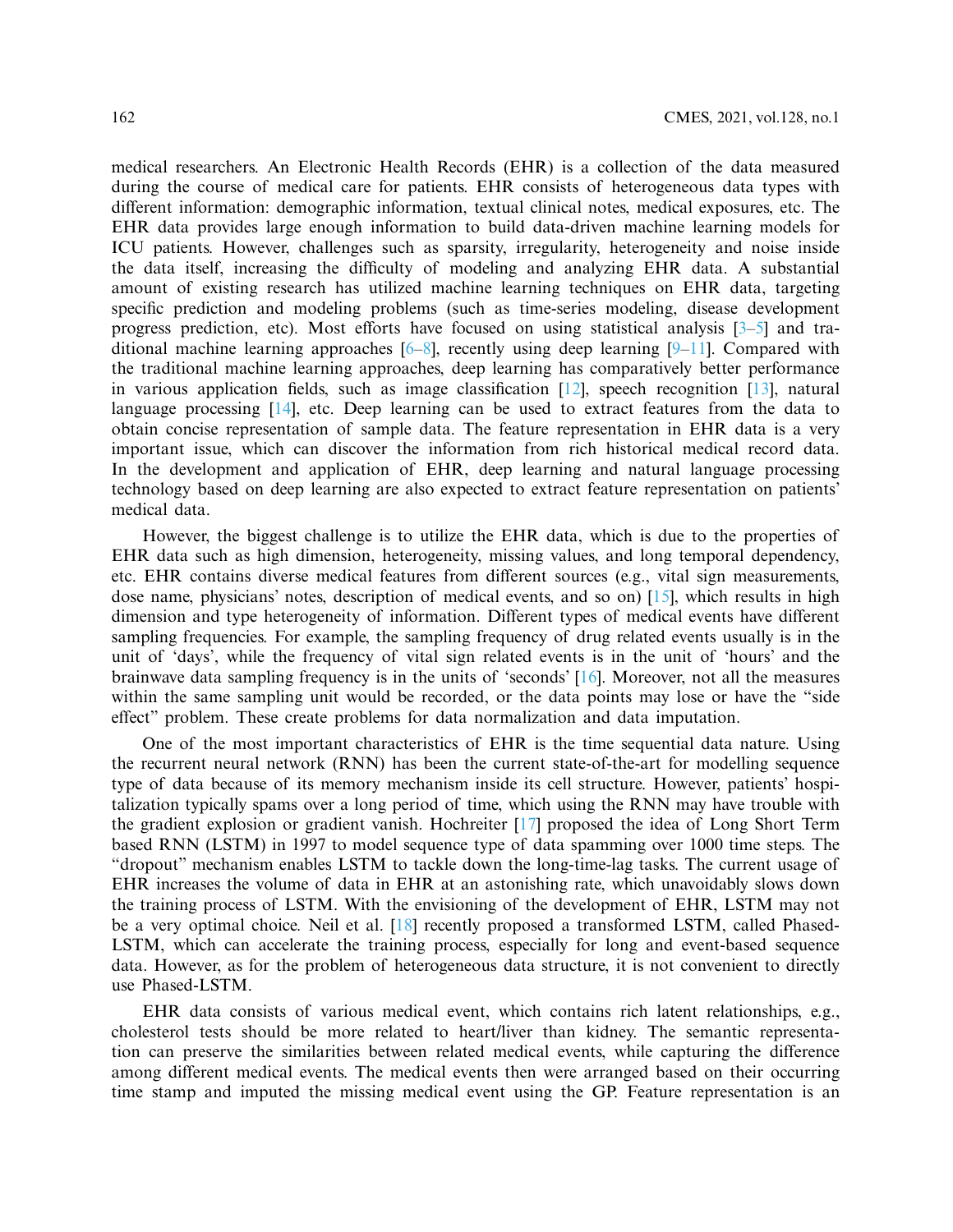medical researchers. An Electronic Health Records (EHR) is a collection of the data measured during the course of medical care for patients. EHR consists of heterogeneous data types with different information: demographic information, textual clinical notes, medical exposures, etc. The EHR data provides large enough information to build data-driven machine learning models for ICU patients. However, challenges such as sparsity, irregularity, heterogeneity and noise inside the data itself, increasing the difficulty of modeling and analyzing EHR data. A substantial amount of existing research has utilized machine learning techniques on EHR data, targeting specific prediction and modeling problems (such as time-series modeling, disease development progress prediction, etc). Most efforts have focused on using statistical analysis [3–5] and traditional machine learning approaches [6–8], recently using deep learning [9–11]. Compared with the traditional machine learning approaches, deep learning has comparatively better performance in various application fields, such as image classification [12], speech recognition [13], natural language processing [14], etc. Deep learning can be used to extract features from the data to obtain concise representation of sample data. The feature representation in EHR data is a very important issue, which can discover the information from rich historical medical record data. In the development and application of EHR, deep learning and natural language processing technology based on deep learning are also expected to extract feature representation on patients' medical data.

However, the biggest challenge is to utilize the EHR data, which is due to the properties of EHR data such as high dimension, heterogeneity, missing values, and long temporal dependency, etc. EHR contains diverse medical features from different sources (e.g., vital sign measurements, dose name, physicians' notes, description of medical events, and so on) [15], which results in high dimension and type heterogeneity of information. Different types of medical events have different sampling frequencies. For example, the sampling frequency of drug related events usually is in the unit of 'days', while the frequency of vital sign related events is in the unit of 'hours' and the brainwave data sampling frequency is in the units of 'seconds' [16]. Moreover, not all the measures within the same sampling unit would be recorded, or the data points may lose or have the "side effect" problem. These create problems for data normalization and data imputation.

One of the most important characteristics of EHR is the time sequential data nature. Using the recurrent neural network (RNN) has been the current state-of-the-art for modelling sequence type of data because of its memory mechanism inside its cell structure. However, patients' hospitalization typically spams over a long period of time, which using the RNN may have trouble with the gradient explosion or gradient vanish. Hochreiter [17] proposed the idea of Long Short Term based RNN (LSTM) in 1997 to model sequence type of data spamming over 1000 time steps. The "dropout" mechanism enables LSTM to tackle down the long-time-lag tasks. The current usage of EHR increases the volume of data in EHR at an astonishing rate, which unavoidably slows down the training process of LSTM. With the envisioning of the development of EHR, LSTM may not be a very optimal choice. Neil et al. [18] recently proposed a transformed LSTM, called Phased-LSTM, which can accelerate the training process, especially for long and event-based sequence data. However, as for the problem of heterogeneous data structure, it is not convenient to directly use Phased-LSTM.

EHR data consists of various medical event, which contains rich latent relationships, e.g., cholesterol tests should be more related to heart/liver than kidney. The semantic representation can preserve the similarities between related medical events, while capturing the difference among different medical events. The medical events then were arranged based on their occurring time stamp and imputed the missing medical event using the GP. Feature representation is an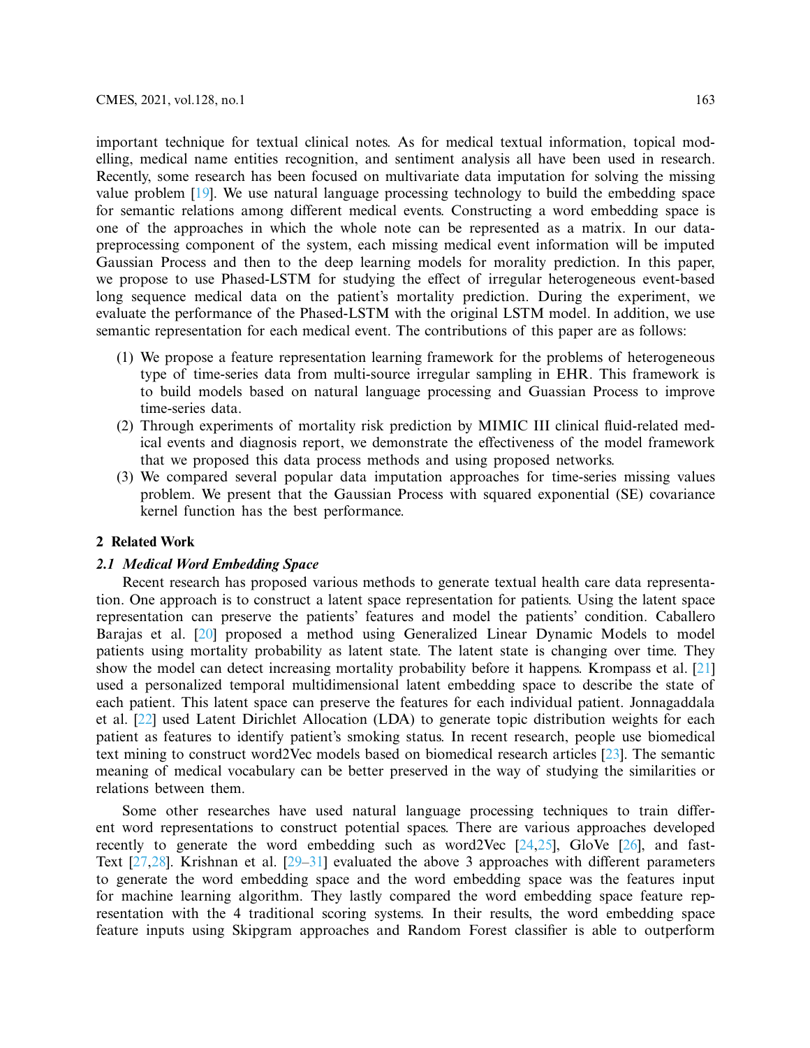important technique for textual clinical notes. As for medical textual information, topical modelling, medical name entities recognition, and sentiment analysis all have been used in research. Recently, some research has been focused on multivariate data imputation for solving the missing value problem [19]. We use natural language processing technology to build the embedding space for semantic relations among different medical events. Constructing a word embedding space is one of the approaches in which the whole note can be represented as a matrix. In our data-preprocessing component of the system, each missing medical event information will be imputed Gaussian Process and then to the deep learning models for morality prediction. In this paper, we propose to use Phased-LSTM for studying the effect of irregular heterogeneous event-based long sequence medical data on the patient's mortality prediction. During the experiment, we evaluate the performance of the Phased-LSTM with the original LSTM model. In addition, we use semantic representation for each medical event. The contributions of this paper are as follows:

1. We propose a feature representation learning framework for the problems of heterogeneous type of time-series data from multi-source irregular sampling in EHR. This framework is to build models based on natural language processing and Guassian Process to improve time-series data.
2. Through experiments of mortality risk prediction by MIMIC III clinical fluid-related medical events and diagnosis report, we demonstrate the effectiveness of the model framework that we proposed this data process methods and using proposed networks.
3. We compared several popular data imputation approaches for time-series missing values problem. We present that the Gaussian Process with squared exponential (SE) covariance kernel function has the best performance.

## 2 Related Work

### *2.1 Medical Word Embedding Space*

Recent research has proposed various methods to generate textual health care data representation. One approach is to construct a latent space representation for patients. Using the latent space representation can preserve the patients' features and model the patients' condition. Caballero Barajas et al. [20] proposed a method using Generalized Linear Dynamic Models to model patients using mortality probability as latent state. The latent state is changing over time. They show the model can detect increasing mortality probability before it happens. Krompass et al. [21] used a personalized temporal multidimensional latent embedding space to describe the state of each patient. This latent space can preserve the features for each individual patient. Jonnagaddala et al. [22] used Latent Dirichlet Allocation (LDA) to generate topic distribution weights for each patient as features to identify patient's smoking status. In recent research, people use biomedical text mining to construct word2Vec models based on biomedical research articles [23]. The semantic meaning of medical vocabulary can be better preserved in the way of studying the similarities or relations between them.

Some other researches have used natural language processing techniques to train different word representations to construct potential spaces. There are various approaches developed recently to generate the word embedding such as word2Vec [24,25], GloVe [26], and fastText [27,28]. Krishnan et al. [29–31] evaluated the above 3 approaches with different parameters to generate the word embedding space and the word embedding space was the features input for machine learning algorithm. They lastly compared the word embedding space feature representation with the 4 traditional scoring systems. In their results, the word embedding space feature inputs using Skipgram approaches and Random Forest classifier is able to outperform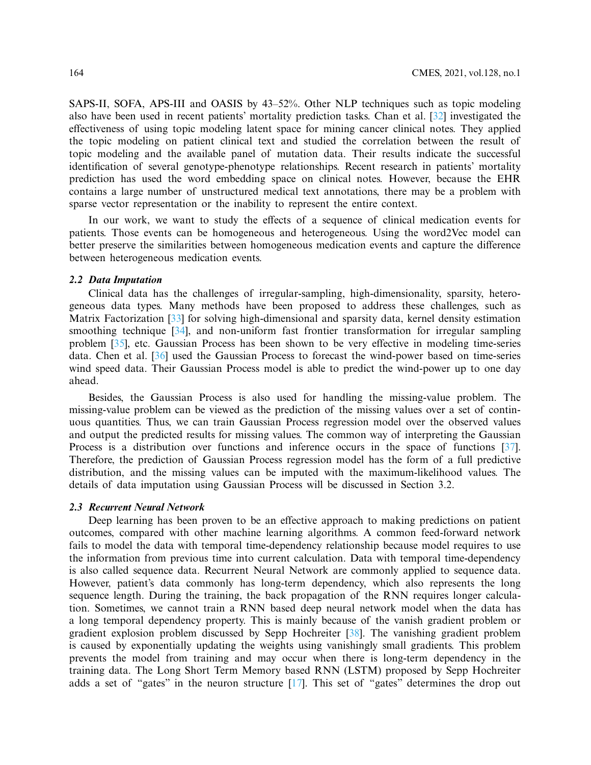SAPS-II, SOFA, APS-III and OASIS by 43–52%. Other NLP techniques such as topic modeling also have been used in recent patients' mortality prediction tasks. Chan et al. [32] investigated the effectiveness of using topic modeling latent space for mining cancer clinical notes. They applied the topic modeling on patient clinical text and studied the correlation between the result of topic modeling and the available panel of mutation data. Their results indicate the successful identification of several genotype-phenotype relationships. Recent research in patients' mortality prediction has used the word embedding space on clinical notes. However, because the EHR contains a large number of unstructured medical text annotations, there may be a problem with sparse vector representation or the inability to represent the entire context.

In our work, we want to study the effects of a sequence of clinical medication events for patients. Those events can be homogeneous and heterogeneous. Using the word2Vec model can better preserve the similarities between homogeneous medication events and capture the difference between heterogeneous medication events.

### *2.2 Data Imputation*

Clinical data has the challenges of irregular-sampling, high-dimensionality, sparsity, heterogeneous data types. Many methods have been proposed to address these challenges, such as Matrix Factorization [33] for solving high-dimensional and sparsity data, kernel density estimation smoothing technique [34], and non-uniform fast frontier transformation for irregular sampling problem [35], etc. Gaussian Process has been shown to be very effective in modeling time-series data. Chen et al. [36] used the Gaussian Process to forecast the wind-power based on time-series wind speed data. Their Gaussian Process model is able to predict the wind-power up to one day ahead.

Besides, the Gaussian Process is also used for handling the missing-value problem. The missing-value problem can be viewed as the prediction of the missing values over a set of continuous quantities. Thus, we can train Gaussian Process regression model over the observed values and output the predicted results for missing values. The common way of interpreting the Gaussian Process is a distribution over functions and inference occurs in the space of functions [37]. Therefore, the prediction of Gaussian Process regression model has the form of a full predictive distribution, and the missing values can be imputed with the maximum-likelihood values. The details of data imputation using Gaussian Process will be discussed in Section 3.2.

### *2.3 Recurrent Neural Network*

Deep learning has been proven to be an effective approach to making predictions on patient outcomes, compared with other machine learning algorithms. A common feed-forward network fails to model the data with temporal time-dependency relationship because model requires to use the information from previous time into current calculation. Data with temporal time-dependency is also called sequence data. Recurrent Neural Network are commonly applied to sequence data. However, patient's data commonly has long-term dependency, which also represents the long sequence length. During the training, the back propagation of the RNN requires longer calculation. Sometimes, we cannot train a RNN based deep neural network model when the data has a long temporal dependency property. This is mainly because of the vanish gradient problem or gradient explosion problem discussed by Sepp Hochreiter [38]. The vanishing gradient problem is caused by exponentially updating the weights using vanishingly small gradients. This problem prevents the model from training and may occur when there is long-term dependency in the training data. The Long Short Term Memory based RNN (LSTM) proposed by Sepp Hochreiter adds a set of "gates" in the neuron structure [17]. This set of "gates" determines the drop out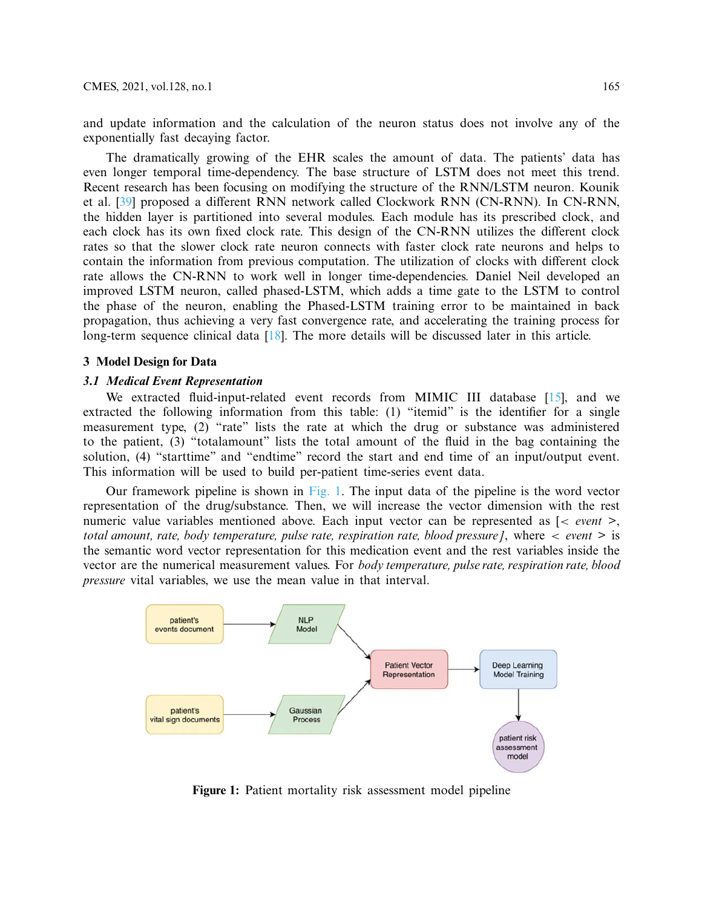and update information and the calculation of the neuron status does not involve any of the exponentially fast decaying factor.

The dramatically growing of the EHR scales the amount of data. The patients' data has even longer temporal time-dependency. The base structure of LSTM does not meet this trend. Recent research has been focusing on modifying the structure of the RNN/LSTM neuron. Kounik et al. [39] proposed a different RNN network called Clockwork RNN (CN-RNN). In CN-RNN, the hidden layer is partitioned into several modules. Each module has its prescribed clock, and each clock has its own fixed clock rate. This design of the CN-RNN utilizes the different clock rates so that the slower clock rate neuron connects with faster clock rate neurons and helps to contain the information from previous computation. The utilization of clocks with different clock rate allows the CN-RNN to work well in longer time-dependencies. Daniel Neil developed an improved LSTM neuron, called phased-LSTM, which adds a time gate to the LSTM to control the phase of the neuron, enabling the Phased-LSTM training error to be maintained in back propagation, thus achieving a very fast convergence rate, and accelerating the training process for long-term sequence clinical data [18]. The more details will be discussed later in this article.

## 3 Model Design for Data

### *3.1 Medical Event Representation*

We extracted fluid-input-related event records from MIMIC III database [15], and we extracted the following information from this table: (1) "itemid" is the identifier for a single measurement type, (2) "rate" lists the rate at which the drug or substance was administered to the patient, (3) "totalamount" lists the total amount of the fluid in the bag containing the solution, (4) "starttime" and "endtime" record the start and end time of an input/output event. This information will be used to build per-patient time-series event data.

Our framework pipeline is shown in Fig. 1. The input data of the pipeline is the word vector representation of the drug/substance. Then, we will increase the vector dimension with the rest numeric value variables mentioned above. Each input vector can be represented as [< *event* >, *total amount, rate, body temperature, pulse rate, respiration rate, blood pressure]*, where < *event* > is the semantic word vector representation for this medication event and the rest variables inside the vector are the numerical measurement values. For *body temperature, pulse rate, respiration rate, blood pressure* vital variables, we use the mean value in that interval.

**Figure 1:** Patient mortality risk assessment model pipeline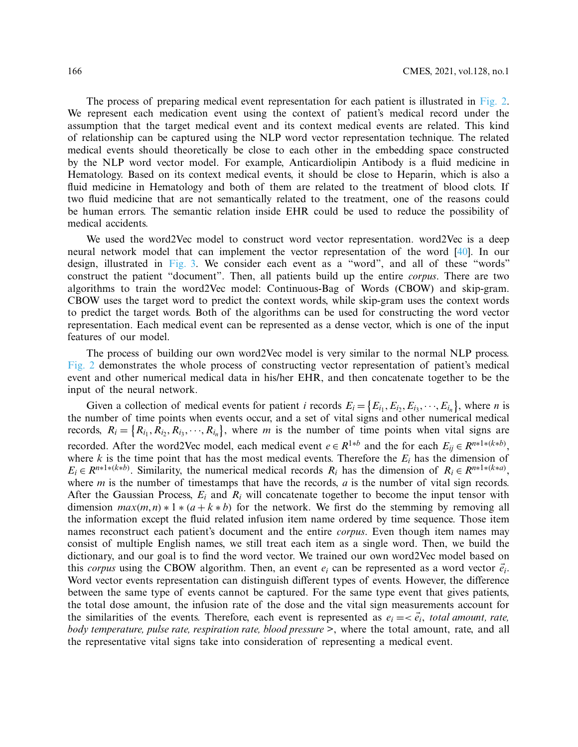The process of preparing medical event representation for each patient is illustrated in Fig. 2. We represent each medication event using the context of patient's medical record under the assumption that the target medical event and its context medical events are related. This kind of relationship can be captured using the NLP word vector representation technique. The related medical events should theoretically be close to each other in the embedding space constructed by the NLP word vector model. For example, Anticardiolipin Antibody is a fluid medicine in Hematology. Based on its context medical events, it should be close to Heparin, which is also a fluid medicine in Hematology and both of them are related to the treatment of blood clots. If two fluid medicine that are not semantically related to the treatment, one of the reasons could be human errors. The semantic relation inside EHR could be used to reduce the possibility of medical accidents.

We used the word2Vec model to construct word vector representation. word2Vec is a deep neural network model that can implement the vector representation of the word [40]. In our design, illustrated in Fig. 3. We consider each event as a "word", and all of these "words" construct the patient "document". Then, all patients build up the entire *corpus*. There are two algorithms to train the word2Vec model: Continuous-Bag of Words (CBOW) and skip-gram. CBOW uses the target word to predict the context words, while skip-gram uses the context words to predict the target words. Both of the algorithms can be used for constructing the word vector representation. Each medical event can be represented as a dense vector, which is one of the input features of our model.

The process of building our own word2Vec model is very similar to the normal NLP process. Fig. 2 demonstrates the whole process of constructing vector representation of patient's medical event and other numerical medical data in his/her EHR, and then concatenate together to be the input of the neural network.

Given a collection of medical events for patient $i$ records $E_i = \{E_{i_1}, E_{i_2}, E_{i_3}, \cdots, E_{i_n}\}$, where $n$ is the number of time points when events occur, and a set of vital signs and other numerical medical records, $R_i = \{R_{i_1}, R_{i_2}, R_{i_3}, \cdots, R_{i_n}\}$, where $m$ is the number of time points when vital signs are recorded. After the word2Vec model, each medical event $e \in R^{1*b}$ and the for each $E_{ij} \in R^{n*1*(k*b)}$, where $k$ is the time point that has the most medical events. Therefore the $E_i$ has the dimension of $E_i \in R^{n*1*(k*b)}$. Similarity, the numerical medical records $R_i$ has the dimension of $R_i \in R^{n*1*(k*a)}$, where $m$ is the number of timestamps that have the records, $a$ is the number of vital sign records. After the Gaussian Process, $E_i$ and $R_i$ will concatenate together to become the input tensor with dimension $max(m, n) * 1 * (a + k * b)$ for the network. We first do the stemming by removing all the information except the fluid related infusion item name ordered by time sequence. Those item names reconstruct each patient's document and the entire *corpus*. Even though item names may consist of multiple English names, we still treat each item as a single word. Then, we build the dictionary, and our goal is to find the word vector. We trained our own word2Vec model based on this *corpus* using the CBOW algorithm. Then, an event $e_i$ can be represented as a word vector $\vec{e_i}$. Word vector events representation can distinguish different types of events. However, the difference between the same type of events cannot be captured. For the same type event that gives patients, the total dose amount, the infusion rate of the dose and the vital sign measurements account for the similarities of the events. Therefore, each event is represented as $e_i = <\vec{e_i}$, *total amount, rate, body temperature, pulse rate, respiration rate, blood pressure* $>$, where the total amount, rate, and all the representative vital signs take into consideration of representing a medical event.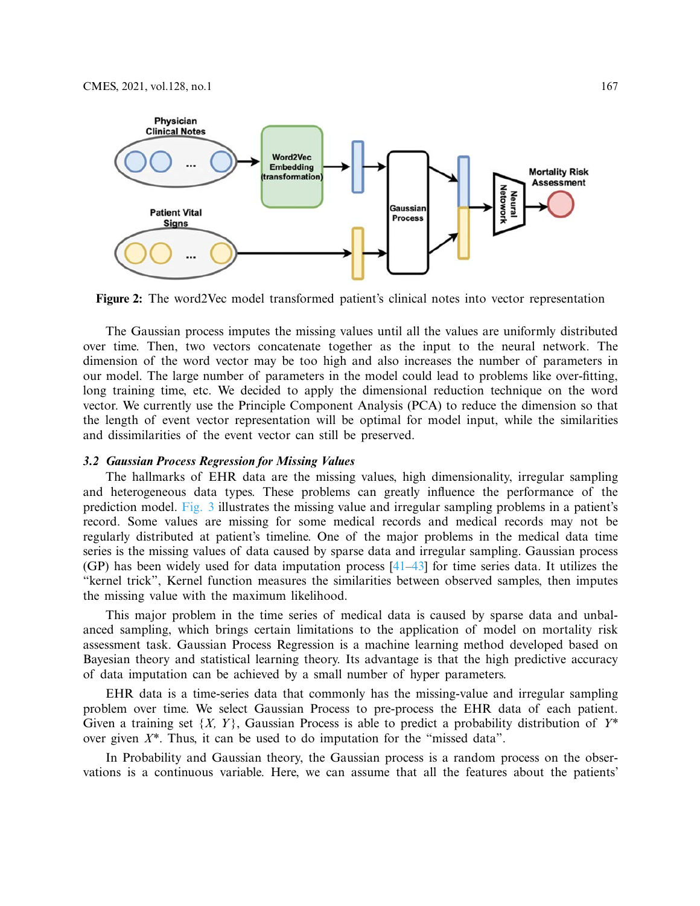**Figure 2:** The word2Vec model transformed patient's clinical notes into vector representation

The Gaussian process imputes the missing values until all the values are uniformly distributed over time. Then, two vectors concatenate together as the input to the neural network. The dimension of the word vector may be too high and also increases the number of parameters in our model. The large number of parameters in the model could lead to problems like over-fitting, long training time, etc. We decided to apply the dimensional reduction technique on the word vector. We currently use the Principle Component Analysis (PCA) to reduce the dimension so that the length of event vector representation will be optimal for model input, while the similarities and dissimilarities of the event vector can still be preserved.

### *3.2 Gaussian Process Regression for Missing Values*

The hallmarks of EHR data are the missing values, high dimensionality, irregular sampling and heterogeneous data types. These problems can greatly influence the performance of the prediction model. Fig. 3 illustrates the missing value and irregular sampling problems in a patient's record. Some values are missing for some medical records and medical records may not be regularly distributed at patient's timeline. One of the major problems in the medical data time series is the missing values of data caused by sparse data and irregular sampling. Gaussian process (GP) has been widely used for data imputation process [41–43] for time series data. It utilizes the "kernel trick", Kernel function measures the similarities between observed samples, then imputes the missing value with the maximum likelihood.

This major problem in the time series of medical data is caused by sparse data and unbalanced sampling, which brings certain limitations to the application of model on mortality risk assessment task. Gaussian Process Regression is a machine learning method developed based on Bayesian theory and statistical learning theory. Its advantage is that the high predictive accuracy of data imputation can be achieved by a small number of hyper parameters.

EHR data is a time-series data that commonly has the missing-value and irregular sampling problem over time. We select Gaussian Process to pre-process the EHR data of each patient. Given a training set $\{X, Y\}$, Gaussian Process is able to predict a probability distribution of $Y^*$ over given $X^*$. Thus, it can be used to do imputation for the "missed data".

In Probability and Gaussian theory, the Gaussian process is a random process on the observations is a continuous variable. Here, we can assume that all the features about the patients'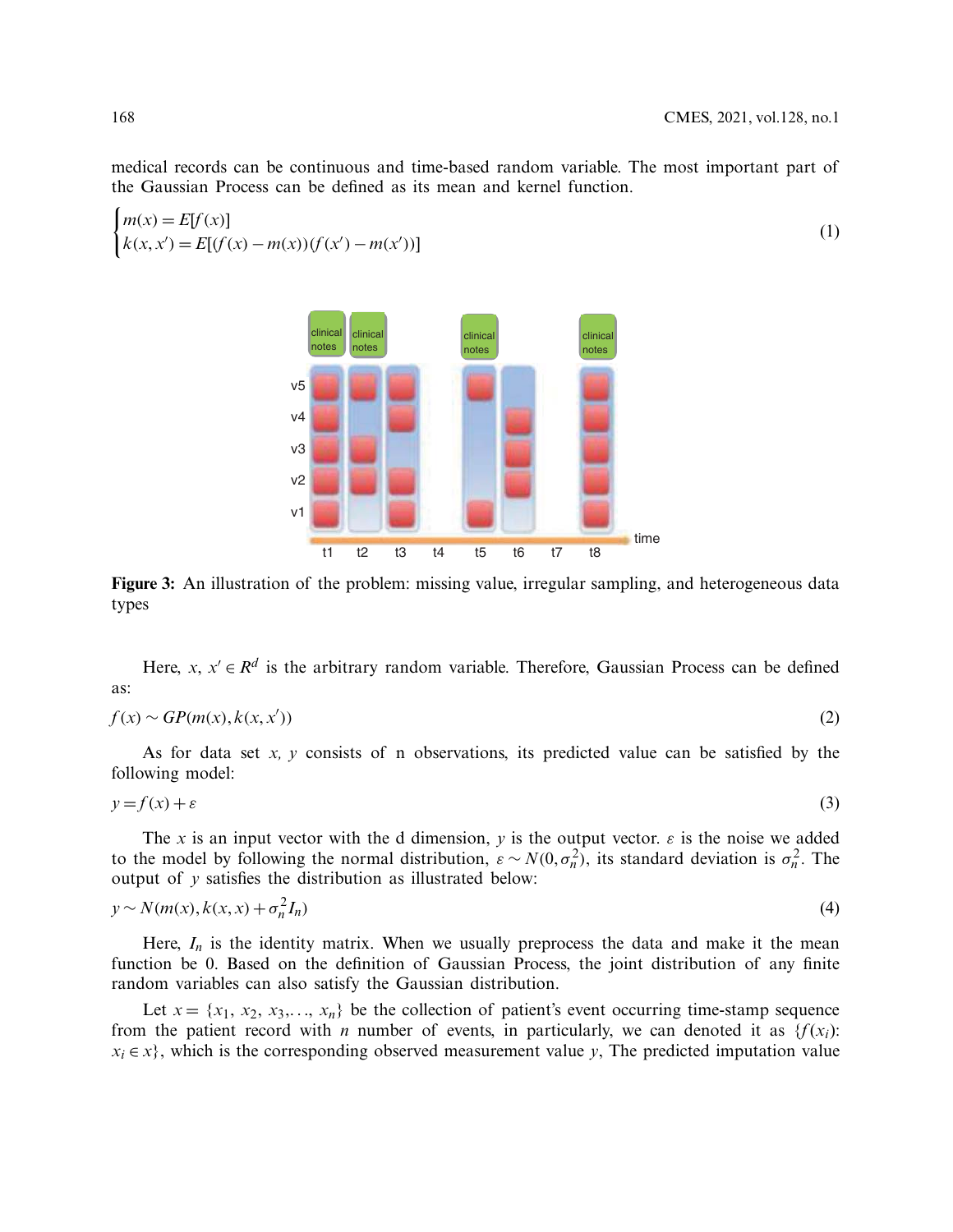medical records can be continuous and time-based random variable. The most important part of the Gaussian Process can be defined as its mean and kernel function.

$$\begin{cases} m(x) = E[f(x)] \\ k(x, x') = E[(f(x) - m(x))(f(x') - m(x'))] \end{cases} \tag{1}$$

**Figure 3:** An illustration of the problem: missing value, irregular sampling, and heterogeneous data types

Here, $x, x' \in R^d$ is the arbitrary random variable. Therefore, Gaussian Process can be defined as:

$$f(x) \sim GP(m(x), k(x, x')) \tag{2}$$

As for data set *x, y* consists of n observations, its predicted value can be satisfied by the following model:

$$y = f(x) + \varepsilon \tag{3}$$

The $x$ is an input vector with the d dimension, $y$ is the output vector. $\varepsilon$ is the noise we added to the model by following the normal distribution, $\varepsilon \sim N(0, \sigma_n^2)$, its standard deviation is $\sigma_n^2$. The output of $y$ satisfies the distribution as illustrated below:

$$y \sim N(m(x), k(x, x) + \sigma_n^2 I_n) \tag{4}$$

Here, $I_n$ is the identity matrix. When we usually preprocess the data and make it the mean function be 0. Based on the definition of Gaussian Process, the joint distribution of any finite random variables can also satisfy the Gaussian distribution.

Let $x = \{x_1, x_2, x_3, \ldots, x_n\}$ be the collection of patient's event occurring time-stamp sequence from the patient record with $n$ number of events, in particularly, we can denoted it as $\{f(x_i): x_i \in x\}$, which is the corresponding observed measurement value $y$, The predicted imputation value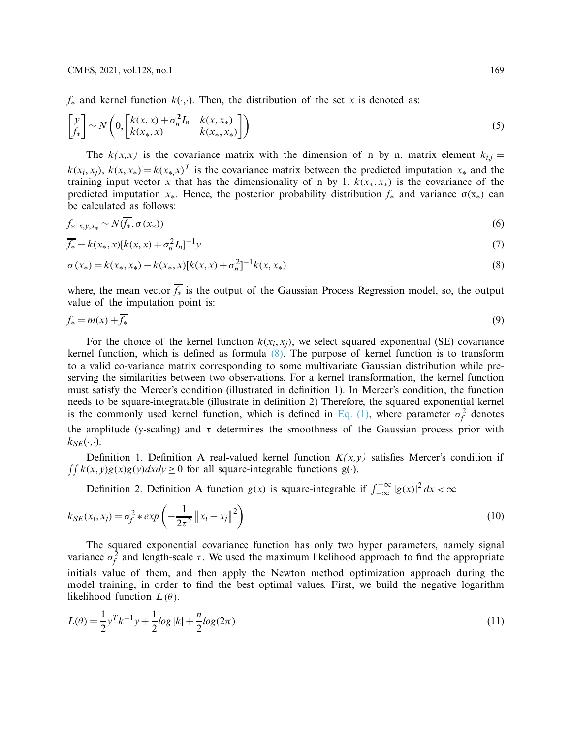$f_*$ and kernel function $k(\cdot,\cdot)$. Then, the distribution of the set $x$ is denoted as:

$$\begin{bmatrix} y \\ f_* \end{bmatrix} \sim N\left(0, \begin{bmatrix} k(x,x)+\sigma_n^{\mathbf{2}} I_n & k(x,x_*) \\ k(x_*,x) & k(x_*,x_*) \end{bmatrix}\right) \tag{5}$$

The $k(x,x)$ is the covariance matrix with the dimension of n by n, matrix element $k_{i,j} = k(x_i,x_j)$, $k(x,x_*) = k(x_{*,}x)^T$ is the covariance matrix between the predicted imputation $x_*$ and the training input vector $x$ that has the dimensionality of n by 1. $k(x_*,x_*)$ is the covariance of the predicted imputation $x_*$. Hence, the posterior probability distribution $f_*$ and variance $\sigma(x_*)$ can be calculated as follows:

$$f_*|_{x,y,x_*} \sim N(\overline{f_*}, \sigma(x_*)) \tag{6}$$

$$\overline{f_*} = k(x_*,x)[k(x,x)+\sigma_n^2 I_n]^{-1} y \tag{7}$$

$$\sigma(x_*) = k(x_*,x_*) - k(x_*,x)[k(x,x)+\sigma_n^2]^{-1} k(x,x_*) \tag{8}$$

where, the mean vector $\overline{f_*}$ is the output of the Gaussian Process Regression model, so, the output value of the imputation point is:

$$f_* = m(x) + \overline{f_*} \tag{9}$$

For the choice of the kernel function $k(x_i,x_j)$, we select squared exponential (SE) covariance kernel function, which is defined as formula (8). The purpose of kernel function is to transform to a valid co-variance matrix corresponding to some multivariate Gaussian distribution while preserving the similarities between two observations. For a kernel transformation, the kernel function must satisfy the Mercer's condition (illustrated in definition 1). In Mercer's condition, the function needs to be square-integratable (illustrate in definition 2) Therefore, the squared exponential kernel is the commonly used kernel function, which is defined in Eq. (1), where parameter $\sigma_f^2$ denotes the amplitude (y-scaling) and $\tau$ determines the smoothness of the Gaussian process prior with $k_{SE}(\cdot,\cdot)$.

Definition 1. Definition A real-valued kernel function $K(x,y)$ satisfies Mercer's condition if $\iint k(x,y)g(x)g(y)dxdy \geq 0$ for all square-integrable functions g(·).

Definition 2. Definition A function $g(x)$ is square-integrable if $\int_{-\infty}^{+\infty} |g(x)|^2 dx < \infty$

$$k_{SE}(x_i,x_j) = \sigma_f^2 * exp\left(-\frac{1}{2\tau^2}\left\|x_i - x_j\right\|^2\right) \tag{10}$$

The squared exponential covariance function has only two hyper parameters, namely signal variance $\sigma_f^2$ and length-scale $\tau$. We used the maximum likelihood approach to find the appropriate initials value of them, and then apply the Newton method optimization approach during the model training, in order to find the best optimal values. First, we build the negative logarithm likelihood function $L(\theta)$.

$$L(\theta) = \frac{1}{2} y^T k^{-1} y + \frac{1}{2} log|k| + \frac{n}{2} log(2\pi) \tag{11}$$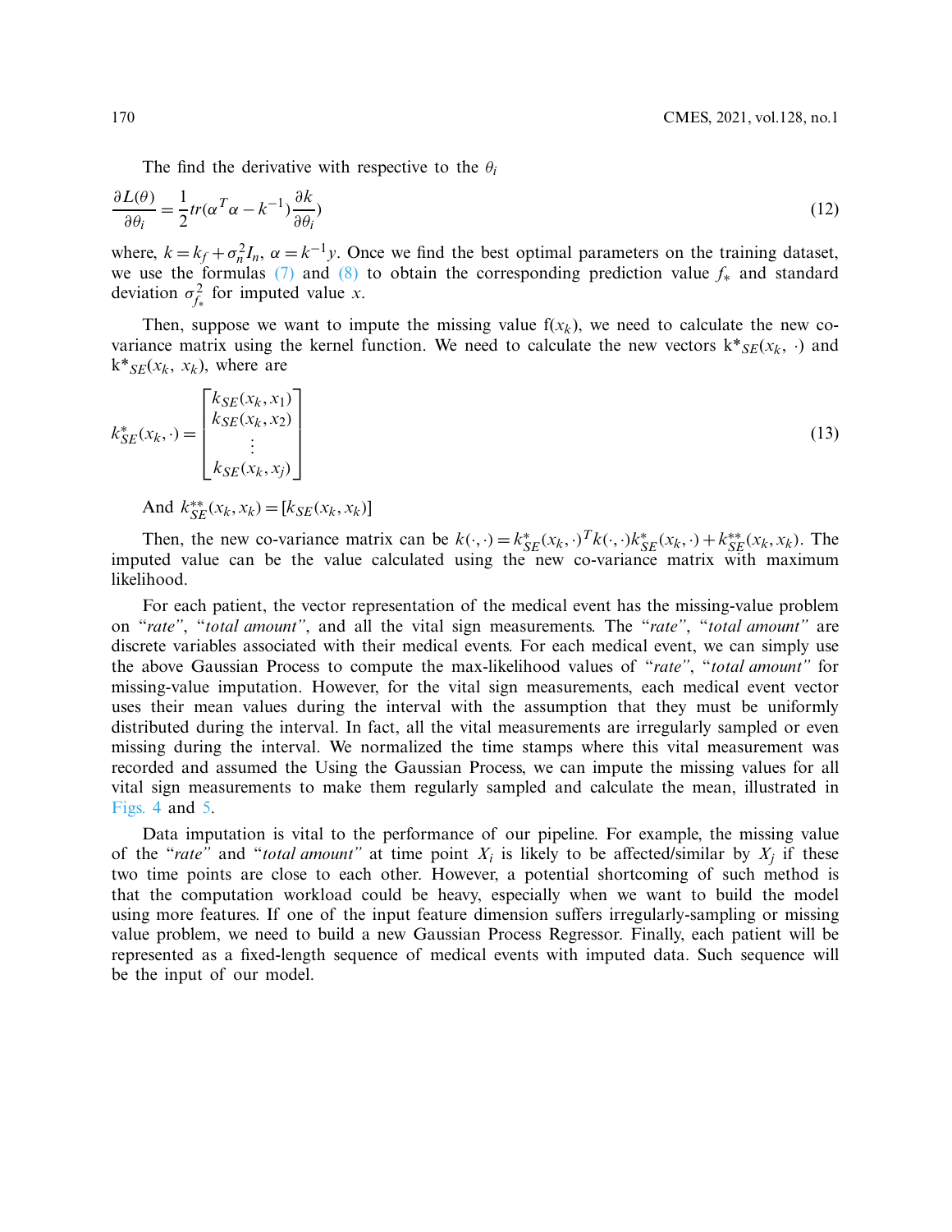The find the derivative with respective to the $\theta_i$

$$\frac{\partial L(\theta)}{\partial \theta_i} = \frac{1}{2} tr(\alpha^T \alpha - k^{-1}) \frac{\partial k}{\partial \theta_i}) \tag{12}$$

where, $k = k_f + \sigma_n^2 I_n$, $\alpha = k^{-1} y$. Once we find the best optimal parameters on the training dataset, we use the formulas (7) and (8) to obtain the corresponding prediction value $f_*$ and standard deviation $\sigma_{f_*}^2$ for imputed value $x$.

Then, suppose we want to impute the missing value $f(x_k)$, we need to calculate the new co-variance matrix using the kernel function. We need to calculate the new vectors $k*_{SE}(x_k, \cdot)$ and $k*_{SE}(x_k, x_k)$, where are

$$k_{SE}^*(x_k, \cdot) = \begin{bmatrix} k_{SE}(x_k, x_1) \\ k_{SE}(x_k, x_2) \\ \vdots \\ k_{SE}(x_k, x_j) \end{bmatrix} \tag{13}$$

And $k_{SE}^{**}(x_k, x_k) = [k_{SE}(x_k, x_k)]$

Then, the new co-variance matrix can be $k(\cdot, \cdot) = k_{SE}^*(x_k, \cdot)^T k(\cdot, \cdot) k_{SE}^*(x_k, \cdot) + k_{SE}^{**}(x_k, x_k)$. The imputed value can be the value calculated using the new co-variance matrix with maximum likelihood.

For each patient, the vector representation of the medical event has the missing-value problem on "*rate*", "*total amount*", and all the vital sign measurements. The "*rate*", "*total amount*" are discrete variables associated with their medical events. For each medical event, we can simply use the above Gaussian Process to compute the max-likelihood values of "*rate*", "*total amount*" for missing-value imputation. However, for the vital sign measurements, each medical event vector uses their mean values during the interval with the assumption that they must be uniformly distributed during the interval. In fact, all the vital measurements are irregularly sampled or even missing during the interval. We normalized the time stamps where this vital measurement was recorded and assumed the Using the Gaussian Process, we can impute the missing values for all vital sign measurements to make them regularly sampled and calculate the mean, illustrated in Figs. 4 and 5.

Data imputation is vital to the performance of our pipeline. For example, the missing value of the "*rate*" and "*total amount*" at time point $X_i$ is likely to be affected/similar by $X_j$ if these two time points are close to each other. However, a potential shortcoming of such method is that the computation workload could be heavy, especially when we want to build the model using more features. If one of the input feature dimension suffers irregularly-sampling or missing value problem, we need to build a new Gaussian Process Regressor. Finally, each patient will be represented as a fixed-length sequence of medical events with imputed data. Such sequence will be the input of our model.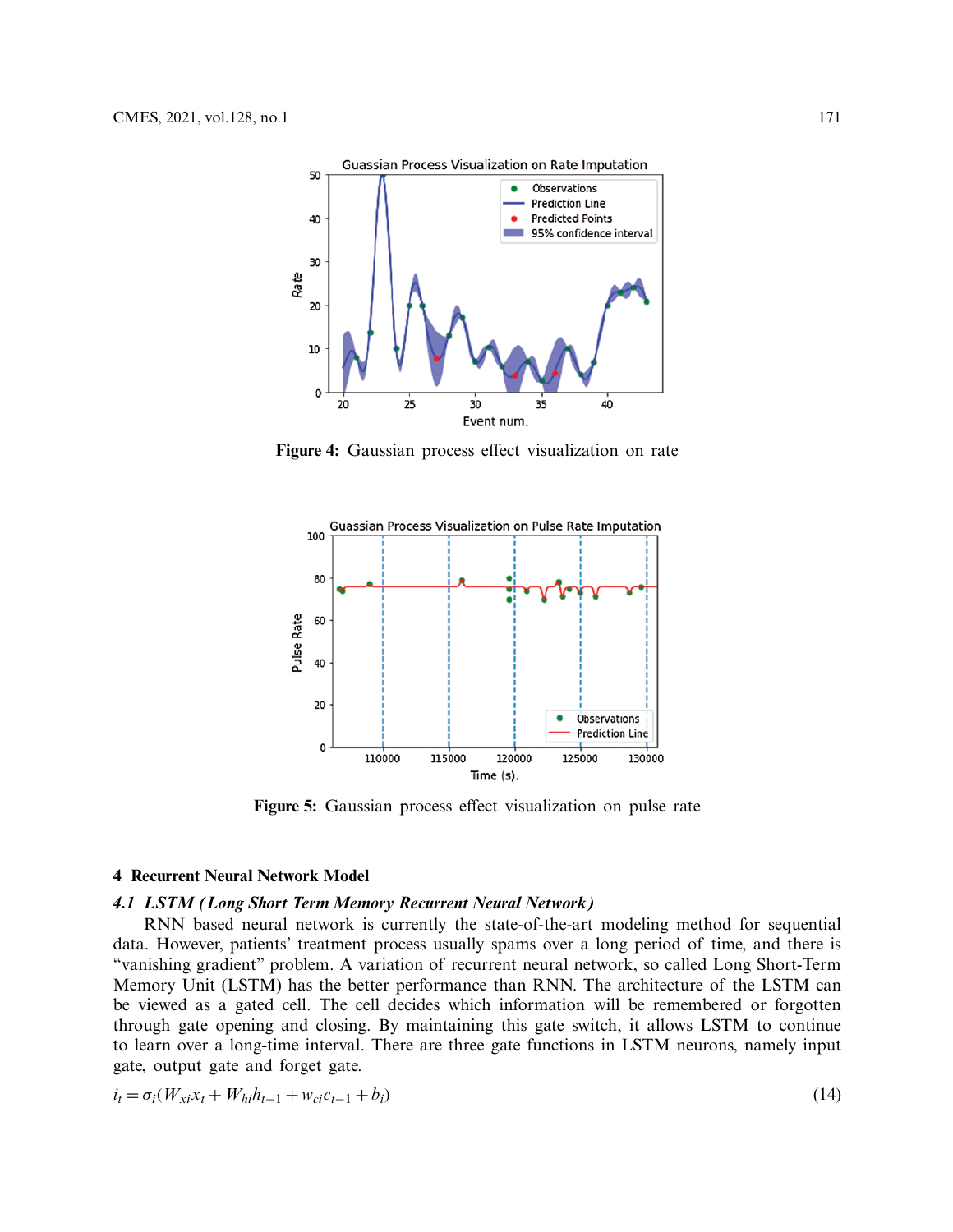Figure 4: Gaussian process effect visualization on rate

Figure 5: Gaussian process effect visualization on pulse rate

## 4 Recurrent Neural Network Model

### *4.1 LSTM (Long Short Term Memory Recurrent Neural Network)*

RNN based neural network is currently the state-of-the-art modeling method for sequential data. However, patients' treatment process usually spams over a long period of time, and there is "vanishing gradient" problem. A variation of recurrent neural network, so called Long Short-Term Memory Unit (LSTM) has the better performance than RNN. The architecture of the LSTM can be viewed as a gated cell. The cell decides which information will be remembered or forgotten through gate opening and closing. By maintaining this gate switch, it allows LSTM to continue to learn over a long-time interval. There are three gate functions in LSTM neurons, namely input gate, output gate and forget gate.

$$i_t = \sigma_i(W_{xi}x_t + W_{hi}h_{t-1} + w_{ci}c_{t-1} + b_i) \tag{14}$$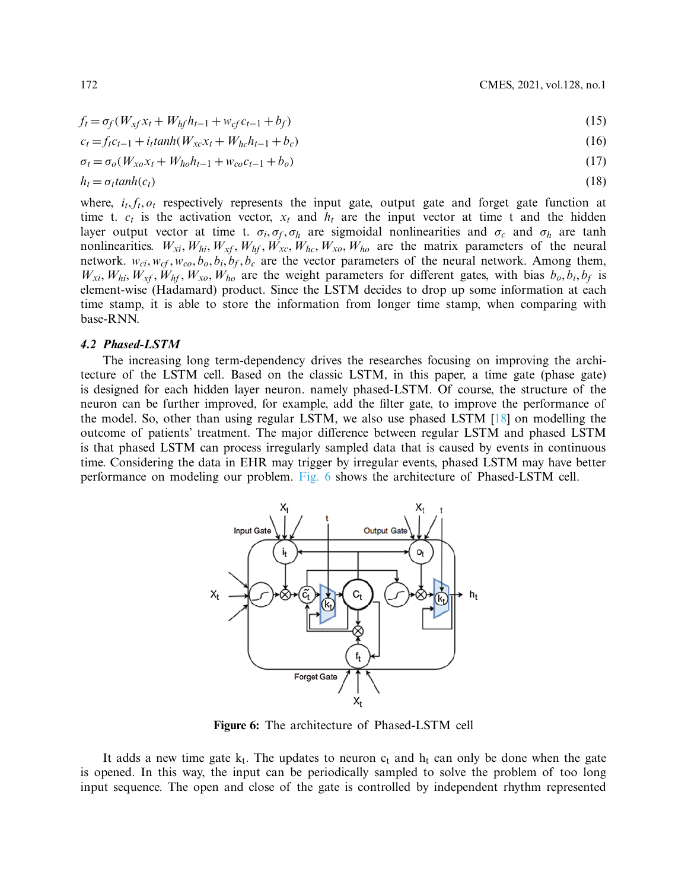$$f_t = \sigma_f(W_{xf}x_t + W_{hf}h_{t-1} + w_{cf}c_{t-1} + b_f) \tag{15}$$

$$c_t = f_t c_{t-1} + i_t tanh(W_{xc}x_t + W_{hc}h_{t-1} + b_c) \tag{16}$$

$$\sigma_t = \sigma_o(W_{xo}x_t + W_{ho}h_{t-1} + w_{co}c_{t-1} + b_o) \tag{17}$$

$$h_t = \sigma_t tanh(c_t) \tag{18}$$

where, $i_t, f_t, o_t$ respectively represents the input gate, output gate and forget gate function at time t. $c_t$ is the activation vector, $x_t$ and $h_t$ are the input vector at time t and the hidden layer output vector at time t. $\sigma_i, \sigma_f, \sigma_h$ are sigmoidal nonlinearities and $\sigma_c$ and $\sigma_h$ are tanh nonlinearities. $W_{xi}, W_{hi}, W_{xf}, W_{hf}, W_{xc}, W_{hc}, W_{xo}, W_{ho}$ are the matrix parameters of the neural network. $w_{ci}, w_{cf}, w_{co}, b_o, b_i, b_f, b_c$ are the vector parameters of the neural network. Among them, $W_{xi}, W_{hi}, W_{xf}, W_{hf}, W_{xo}, W_{ho}$ are the weight parameters for different gates, with bias $b_o, b_i, b_f$ is element-wise (Hadamard) product. Since the LSTM decides to drop up some information at each time stamp, it is able to store the information from longer time stamp, when comparing with base-RNN.

### 4.2 Phased-LSTM

The increasing long term-dependency drives the researches focusing on improving the architecture of the LSTM cell. Based on the classic LSTM, in this paper, a time gate (phase gate) is designed for each hidden layer neuron. namely phased-LSTM. Of course, the structure of the neuron can be further improved, for example, add the filter gate, to improve the performance of the model. So, other than using regular LSTM, we also use phased LSTM [18] on modelling the outcome of patients' treatment. The major difference between regular LSTM and phased LSTM is that phased LSTM can process irregularly sampled data that is caused by events in continuous time. Considering the data in EHR may trigger by irregular events, phased LSTM may have better performance on modeling our problem. Fig. 6 shows the architecture of Phased-LSTM cell.

**Figure 6:** The architecture of Phased-LSTM cell

It adds a new time gate $k_t$. The updates to neuron $c_t$ and $h_t$ can only be done when the gate is opened. In this way, the input can be periodically sampled to solve the problem of too long input sequence. The open and close of the gate is controlled by independent rhythm represented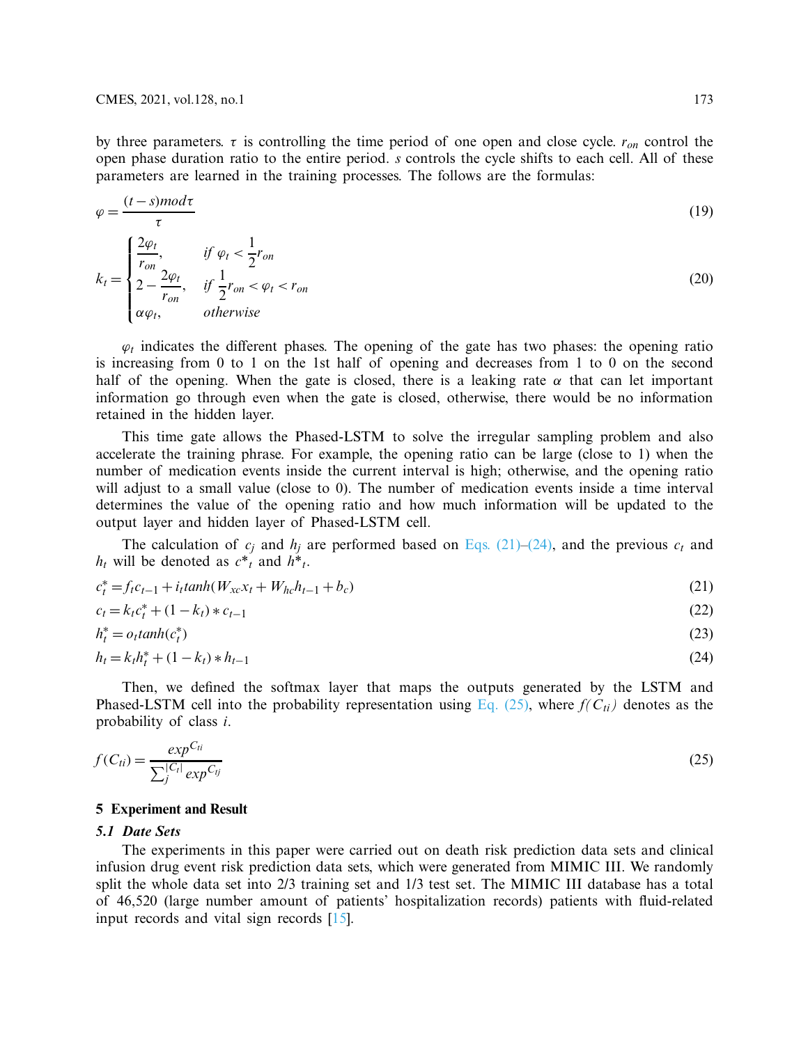by three parameters. $\tau$ is controlling the time period of one open and close cycle. $r_{on}$ control the open phase duration ratio to the entire period. $s$ controls the cycle shifts to each cell. All of these parameters are learned in the training processes. The follows are the formulas:

$$\varphi = \frac{(t-s)mod\tau}{\tau} \tag{19}$$

$$k_t = \begin{cases} \frac{2\varphi_t}{r_{on}}, & if\ \varphi_t < \frac{1}{2}r_{on} \\ 2 - \frac{2\varphi_t}{r_{on}}, & if\ \frac{1}{2}r_{on} < \varphi_t < r_{on} \\ \alpha\varphi_t, & otherwise \end{cases} \tag{20}$$

$\varphi_t$ indicates the different phases. The opening of the gate has two phases: the opening ratio is increasing from 0 to 1 on the 1st half of opening and decreases from 1 to 0 on the second half of the opening. When the gate is closed, there is a leaking rate $\alpha$ that can let important information go through even when the gate is closed, otherwise, there would be no information retained in the hidden layer.

This time gate allows the Phased-LSTM to solve the irregular sampling problem and also accelerate the training phrase. For example, the opening ratio can be large (close to 1) when the number of medication events inside the current interval is high; otherwise, and the opening ratio will adjust to a small value (close to 0). The number of medication events inside a time interval determines the value of the opening ratio and how much information will be updated to the output layer and hidden layer of Phased-LSTM cell.

The calculation of $c_j$ and $h_j$ are performed based on Eqs. (21)–(24), and the previous $c_t$ and $h_t$ will be denoted as $c*_t$ and $h*_t$.

$$c_t^* = f_t c_{t-1} + i_t tanh(W_{xc}x_t + W_{hc}h_{t-1} + b_c) \tag{21}$$

$$c_t = k_t c_t^* + (1-k_t) * c_{t-1} \tag{22}$$

$$h_t^* = o_t tanh(c_t^*) \tag{23}$$

$$h_t = k_t h_t^* + (1-k_t) * h_{t-1} \tag{24}$$

Then, we defined the softmax layer that maps the outputs generated by the LSTM and Phased-LSTM cell into the probability representation using Eq. (25), where $f(C_{ti})$ denotes as the probability of class $i$.

$$f(C_{ti}) = \frac{exp^{C_{ti}}}{\sum_j^{|C_t|} exp^{C_{tj}}} \tag{25}$$

## 5 Experiment and Result

### 5.1 Date Sets

The experiments in this paper were carried out on death risk prediction data sets and clinical infusion drug event risk prediction data sets, which were generated from MIMIC III. We randomly split the whole data set into 2/3 training set and 1/3 test set. The MIMIC III database has a total of 46,520 (large number amount of patients' hospitalization records) patients with fluid-related input records and vital sign records [15].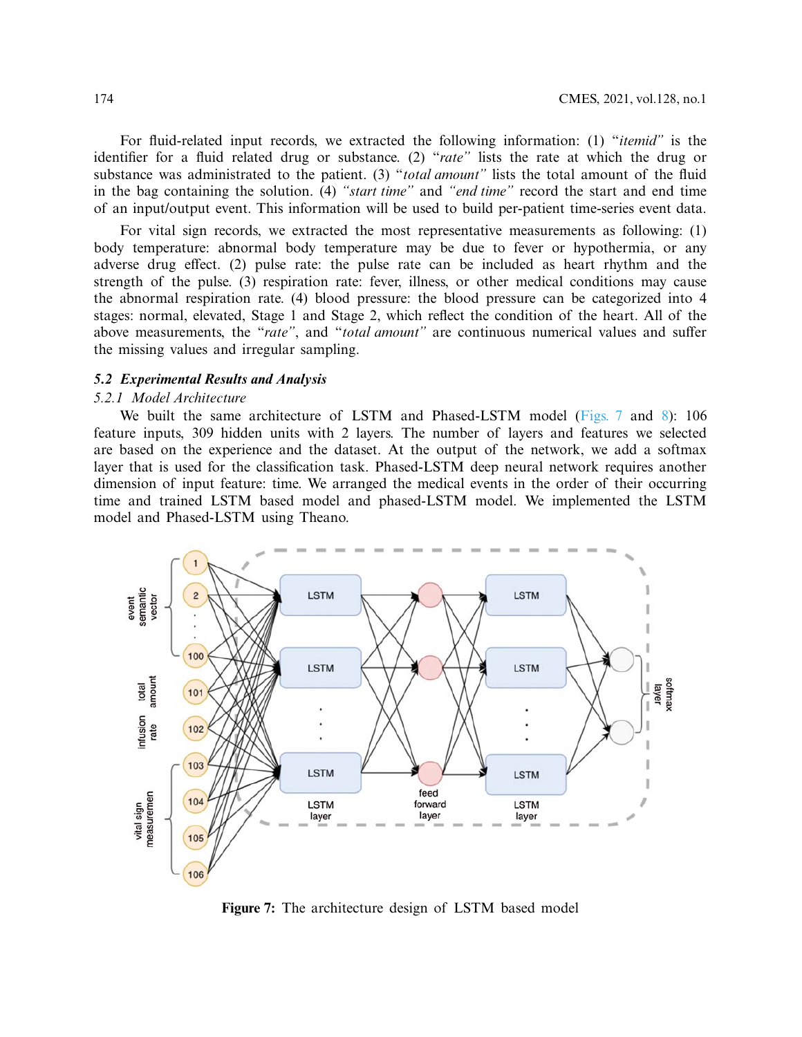For fluid-related input records, we extracted the following information: (1) "*itemid*" is the identifier for a fluid related drug or substance. (2) "*rate*" lists the rate at which the drug or substance was administrated to the patient. (3) "*total amount*" lists the total amount of the fluid in the bag containing the solution. (4) "*start time*" and "*end time*" record the start and end time of an input/output event. This information will be used to build per-patient time-series event data.

For vital sign records, we extracted the most representative measurements as following: (1) body temperature: abnormal body temperature may be due to fever or hypothermia, or any adverse drug effect. (2) pulse rate: the pulse rate can be included as heart rhythm and the strength of the pulse. (3) respiration rate: fever, illness, or other medical conditions may cause the abnormal respiration rate. (4) blood pressure: the blood pressure can be categorized into 4 stages: normal, elevated, Stage 1 and Stage 2, which reflect the condition of the heart. All of the above measurements, the "*rate*", and "*total amount*" are continuous numerical values and suffer the missing values and irregular sampling.

### *5.2 Experimental Results and Analysis*

#### *5.2.1 Model Architecture*

We built the same architecture of LSTM and Phased-LSTM model (Figs. 7 and 8): 106 feature inputs, 309 hidden units with 2 layers. The number of layers and features we selected are based on the experience and the dataset. At the output of the deep neural network, we add a softmax layer that is used for the classification task. Phased-LSTM deep neural network requires another dimension of input feature: time. We arranged the medical events in the order of their occurring time and trained LSTM based model and phased-LSTM model. We implemented the LSTM model and Phased-LSTM using Theano.

**Figure 7:** The architecture design of LSTM based model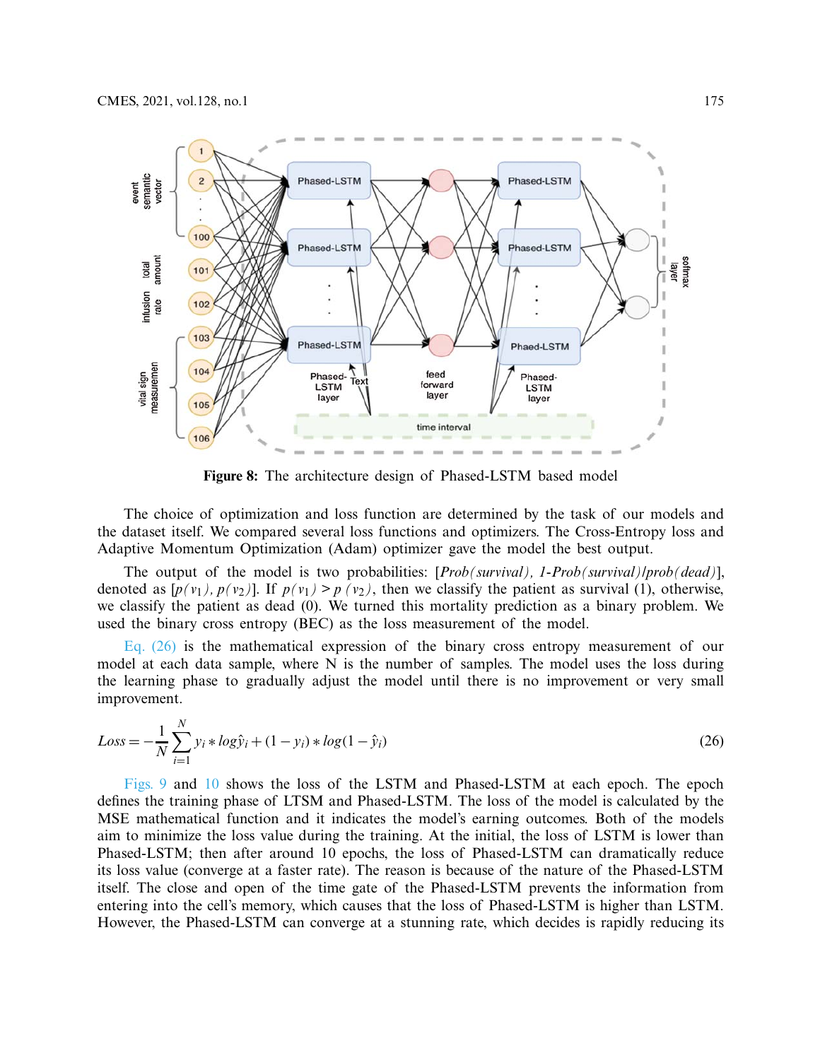Figure 8: The architecture design of Phased-LSTM based model

The choice of optimization and loss function are determined by the task of our models and the dataset itself. We compared several loss functions and optimizers. The Cross-Entropy loss and Adaptive Momentum Optimization (Adam) optimizer gave the model the best output.

The output of the model is two probabilities: [*Prob(survival), 1-Prob(survival)/prob(dead)*], denoted as $[p(v_1), p(v_2)]$. If $p(v_1) > p(v_2)$, then we classify the patient as survival (1), otherwise, we classify the patient as dead (0). We turned this mortality prediction as a binary problem. We used the binary cross entropy (BEC) as the loss measurement of the model.

Eq. (26) is the mathematical expression of the binary cross entropy measurement of our model at each data sample, where N is the number of samples. The model uses the loss during the learning phase to gradually adjust the model until there is no improvement or very small improvement.

$$Loss = -\frac{1}{N}\sum_{i=1}^{N} y_i * log\hat{y}_i + (1 - y_i) * log(1 - \hat{y}_i) \tag{26}$$

Figs. 9 and 10 shows the loss of the LSTM and Phased-LSTM at each epoch. The epoch defines the training phase of LTSM and Phased-LSTM. The loss of the model is calculated by the MSE mathematical function and it indicates the model's earning outcomes. Both of the models aim to minimize the loss value during the training. At the initial, the loss of LSTM is lower than Phased-LSTM; then after around 10 epochs, the loss of Phased-LSTM can dramatically reduce its loss value (converge at a faster rate). The reason is because of the nature of the Phased-LSTM itself. The close and open of the time gate of the Phased-LSTM prevents the information from entering into the cell's memory, which causes that the loss of Phased-LSTM is higher than LSTM. However, the Phased-LSTM can converge at a stunning rate, which decides is rapidly reducing its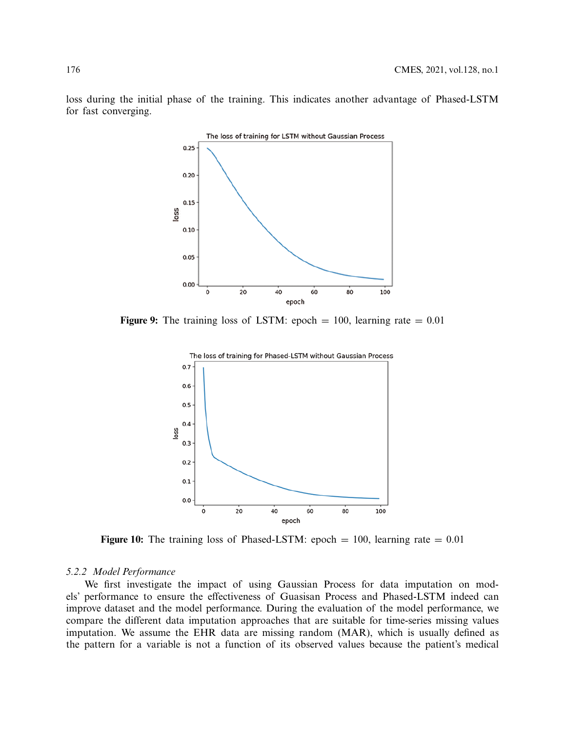loss during the initial phase of the training. This indicates another advantage of Phased-LSTM for fast converging.

**Figure 9:** The training loss of LSTM: epoch = 100, learning rate = 0.01

**Figure 10:** The training loss of Phased-LSTM: epoch = 100, learning rate = 0.01

#### *5.2.2 Model Performance*

We first investigate the impact of using Gaussian Process for data imputation on models' performance to ensure the effectiveness of Guasisan Process and Phased-LSTM indeed can improve dataset and the model performance. During the evaluation of the model performance, we compare the different data imputation approaches that are suitable for time-series missing values imputation. We assume the EHR data are missing random (MAR), which is usually defined as the pattern for a variable is not a function of its observed values because the patient's medical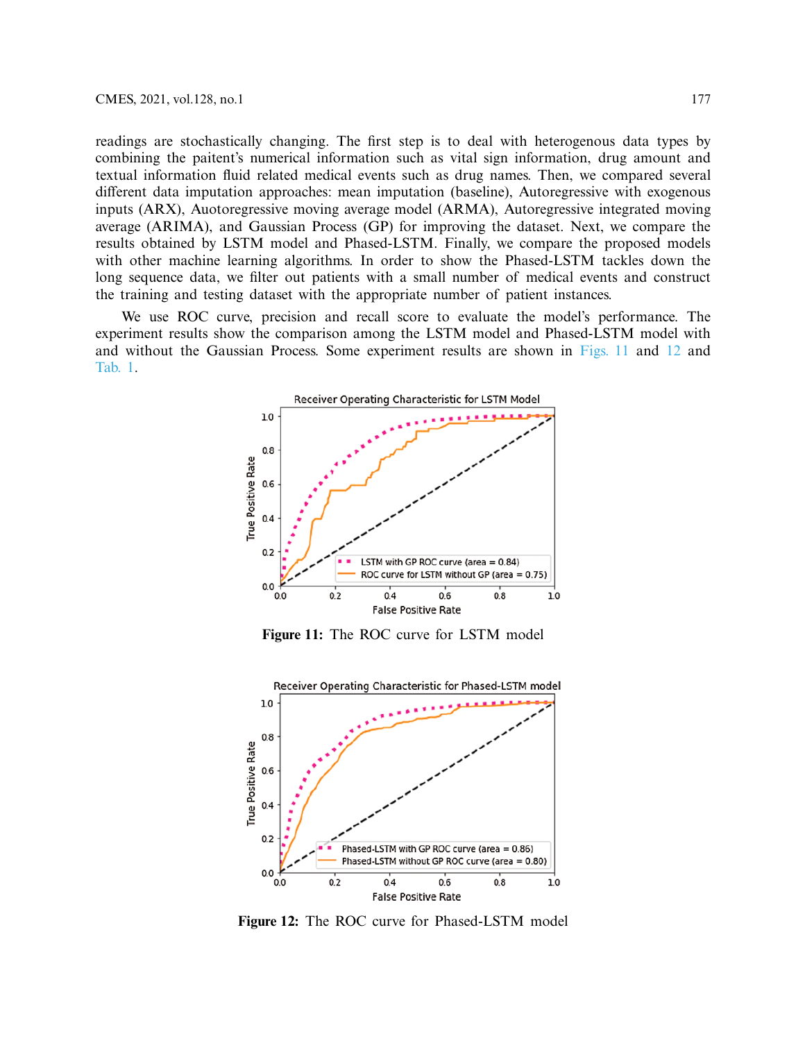readings are stochastically changing. The first step is to deal with heterogenous data types by combining the paitent's numerical information such as vital sign information, drug amount and textual information fluid related medical events such as drug names. Then, we compared several different data imputation approaches: mean imputation (baseline), Autoregressive with exogenous inputs (ARX), Auotoregressive moving average model (ARMA), Autoregressive integrated moving average (ARIMA), and Gaussian Process (GP) for improving the dataset. Next, we compare the results obtained by LSTM model and Phased-LSTM. Finally, we compare the proposed models with other machine learning algorithms. In order to show the Phased-LSTM tackles down the long sequence data, we filter out patients with a small number of medical events and construct the training and testing dataset with the appropriate number of patient instances.

We use ROC curve, precision and recall score to evaluate the model's performance. The experiment results show the comparison among the LSTM model and Phased-LSTM model with and without the Gaussian Process. Some experiment results are shown in Figs. 11 and 12 and Tab. 1.

**Figure 11:** The ROC curve for LSTM model

**Figure 12:** The ROC curve for Phased-LSTM model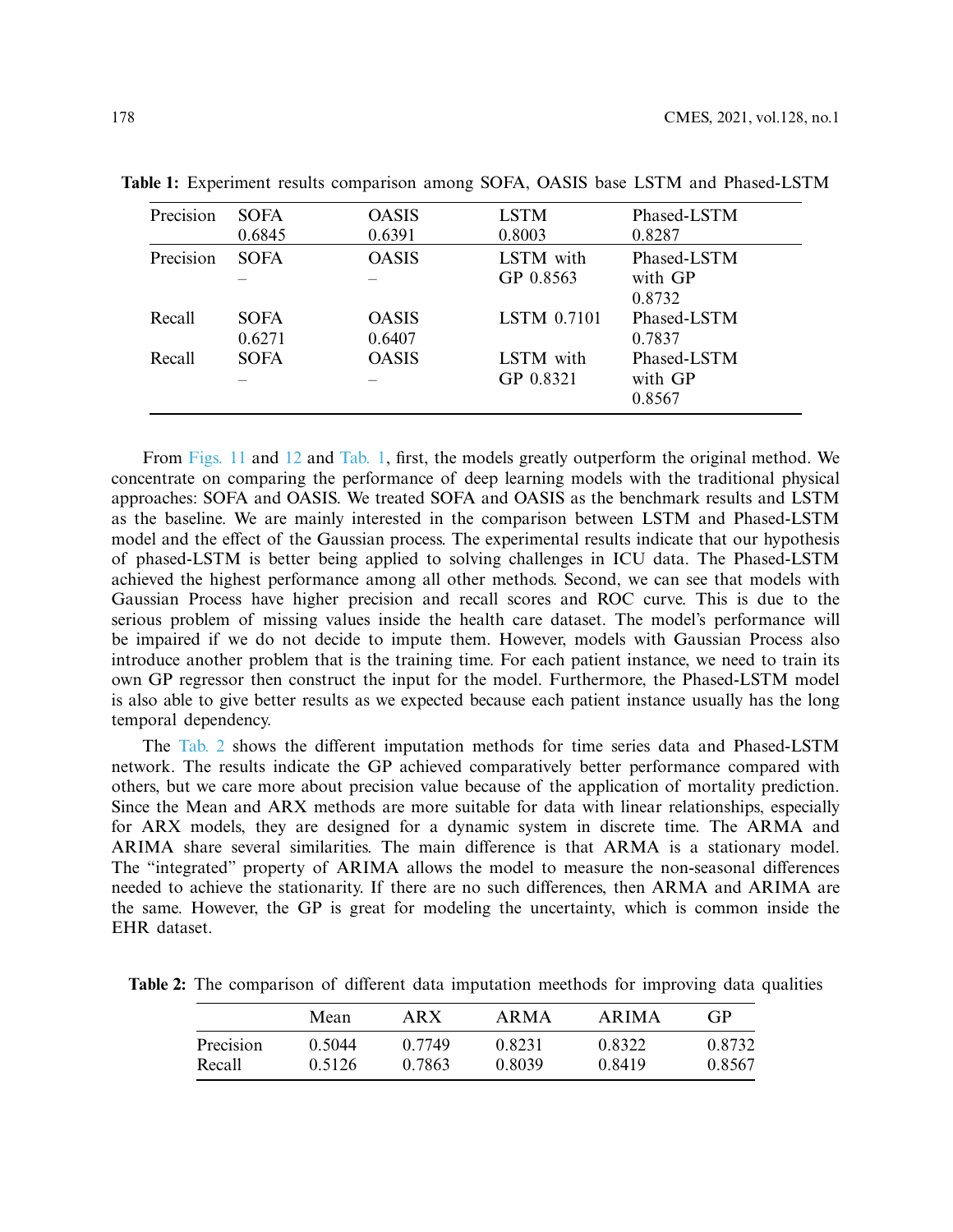**Table 1:** Experiment results comparison among SOFA, OASIS base LSTM and Phased-LSTM

| Precision | SOFA 0.6845 | OASIS 0.6391 | LSTM 0.8003 | Phased-LSTM 0.8287 |
|---|---|---|---|---|
| Precision | SOFA – | OASIS – | LSTM with GP 0.8563 | Phased-LSTM with GP 0.8732 |
| Recall | SOFA 0.6271 | OASIS 0.6407 | LSTM 0.7101 | Phased-LSTM 0.7837 |
| Recall | SOFA – | OASIS – | LSTM with GP 0.8321 | Phased-LSTM with GP 0.8567 |

From Figs. 11 and 12 and Tab. 1, first, the models greatly outperform the original method. We concentrate on comparing the performance of deep learning models with the traditional physical approaches: SOFA and OASIS. We treated SOFA and OASIS as the benchmark results and LSTM as the baseline. We are mainly interested in the comparison between LSTM and Phased-LSTM model and the effect of the Gaussian process. The experimental results indicate that our hypothesis of phased-LSTM is better being applied to solving challenges in ICU data. The Phased-LSTM achieved the highest performance among all other methods. Second, we can see that models with Gaussian Process have higher precision and recall scores and ROC curve. This is due to the serious problem of missing values inside the health care dataset. The model's performance will be impaired if we do not decide to impute them. However, models with Gaussian Process also introduce another problem that is the training time. For each patient instance, we need to train its own GP regressor then construct the input for the model. Furthermore, the Phased-LSTM model is also able to give better results as we expected because each patient instance usually has the long temporal dependency.

The Tab. 2 shows the different imputation methods for time series data and Phased-LSTM network. The results indicate the GP achieved comparatively better performance compared with others, but we care more about precision value because of the application of mortality prediction. Since the Mean and ARX methods are more suitable for data with linear relationships, especially for ARX models, they are designed for a dynamic system in discrete time. The ARMA and ARIMA share several similarities. The main difference is that ARMA is a stationary model. The "integrated" property of ARIMA allows the model to measure the non-seasonal differences needed to achieve the stationarity. If there are no such differences, then ARMA and ARIMA are the same. However, the GP is great for modeling the uncertainty, which is common inside the EHR dataset.

**Table 2:** The comparison of different data imputation meethods for improving data qualities

| | Mean | ARX | ARMA | ARIMA | GP |
|---|---|---|---|---|---|
| Precision | 0.5044 | 0.7749 | 0.8231 | 0.8322 | 0.8732 |
| Recall | 0.5126 | 0.7863 | 0.8039 | 0.8419 | 0.8567 |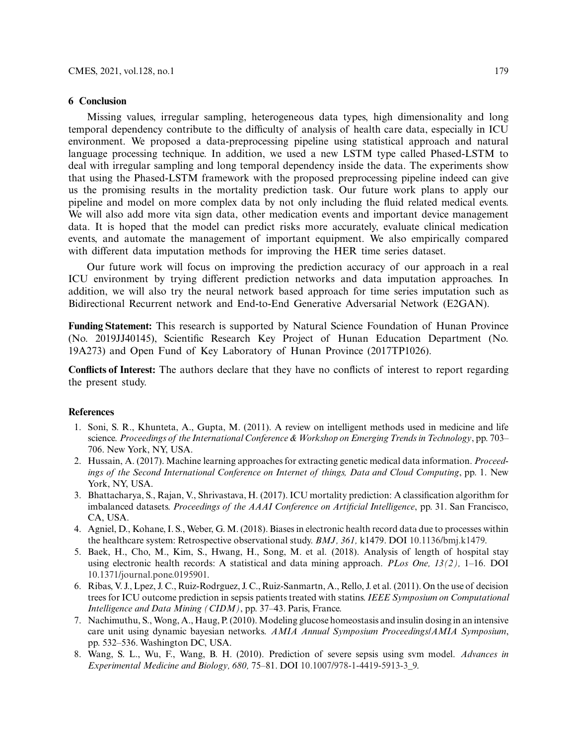## 6 Conclusion

Missing values, irregular sampling, heterogeneous data types, high dimensionality and long temporal dependency contribute to the difficulty of analysis of health care data, especially in ICU environment. We proposed a data-preprocessing pipeline using statistical approach and natural language processing technique. In addition, we used a new LSTM type called Phased-LSTM to deal with irregular sampling and long temporal dependency inside the data. The experiments show that using the Phased-LSTM framework with the proposed preprocessing pipeline indeed can give us the promising results in the mortality prediction task. Our future work plans to apply our pipeline and model on more complex data by not only including the fluid related medical events. We will also add more vita sign data, other medication events and important device management data. It is hoped that the model can predict risks more accurately, evaluate clinical medication events, and automate the management of important equipment. We also empirically compared with different data imputation methods for improving the HER time series dataset.

Our future work will focus on improving the prediction accuracy of our approach in a real ICU environment by trying different prediction networks and data imputation approaches. In addition, we will also try the neural network based approach for time series imputation such as Bidirectional Recurrent network and End-to-End Generative Adversarial Network (E2GAN).

**Funding Statement:** This research is supported by Natural Science Foundation of Hunan Province (No. 2019JJ40145), Scientific Research Key Project of Hunan Education Department (No. 19A273) and Open Fund of Key Laboratory of Hunan Province (2017TP1026).

**Conflicts of Interest:** The authors declare that they have no conflicts of interest to report regarding the present study.

## References

1. Soni, S. R., Khunteta, A., Gupta, M. (2011). A review on intelligent methods used in medicine and life science. *Proceedings of the International Conference & Workshop on Emerging Trends in Technology*, pp. 703–706. New York, NY, USA.
2. Hussain, A. (2017). Machine learning approaches for extracting genetic medical data information. *Proceedings of the Second International Conference on Internet of things, Data and Cloud Computing*, pp. 1. New York, NY, USA.
3. Bhattacharya, S., Rajan, V., Shrivastava, H. (2017). ICU mortality prediction: A classification algorithm for imbalanced datasets. *Proceedings of the AAAI Conference on Artificial Intelligence*, pp. 31. San Francisco, CA, USA.
4. Agniel, D., Kohane, I. S., Weber, G. M. (2018). Biases in electronic health record data due to processes within the healthcare system: Retrospective observational study. *BMJ, 361,* k1479. DOI 10.1136/bmj.k1479.
5. Baek, H., Cho, M., Kim, S., Hwang, H., Song, M. et al. (2018). Analysis of length of hospital stay using electronic health records: A statistical and data mining approach. *PLos One, 13(2),* 1–16. DOI 10.1371/journal.pone.0195901.
6. Ribas, V. J., Lpez, J. C., Ruiz-Rodrguez, J. C., Ruiz-Sanmartn, A., Rello, J. et al. (2011). On the use of decision trees for ICU outcome prediction in sepsis patients treated with statins. *IEEE Symposium on Computational Intelligence and Data Mining (CIDM)*, pp. 37–43. Paris, France.
7. Nachimuthu, S., Wong, A., Haug, P. (2010). Modeling glucose homeostasis and insulin dosing in an intensive care unit using dynamic bayesian networks. *AMIA Annual Symposium Proceedings/AMIA Symposium*, pp. 532–536. Washington DC, USA.
8. Wang, S. L., Wu, F., Wang, B. H. (2010). Prediction of severe sepsis using svm model. *Advances in Experimental Medicine and Biology, 680,* 75–81. DOI 10.1007/978-1-4419-5913-3_9.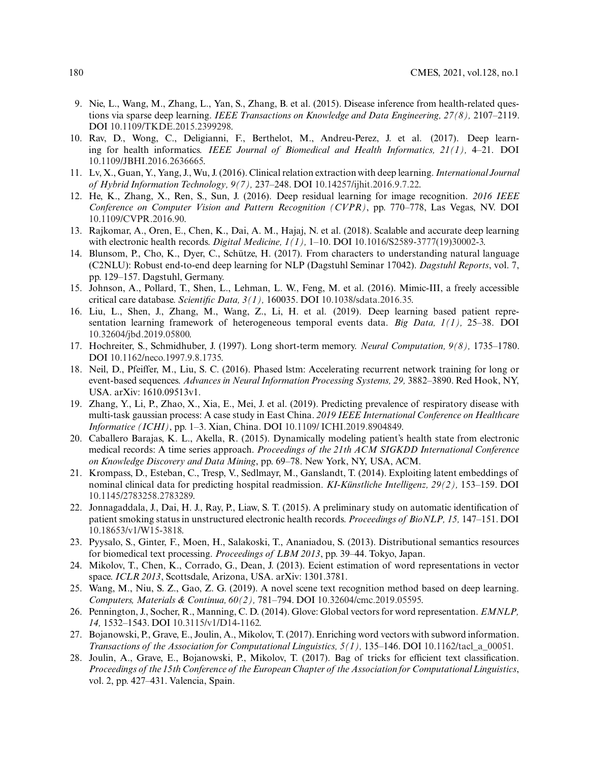9. Nie, L., Wang, M., Zhang, L., Yan, S., Zhang, B. et al. (2015). Disease inference from health-related questions via sparse deep learning. *IEEE Transactions on Knowledge and Data Engineering, 27(8),* 2107–2119. DOI 10.1109/TKDE.2015.2399298.
10. Rav, D., Wong, C., Deligianni, F., Berthelot, M., Andreu-Perez, J. et al. (2017). Deep learning for health informatics. *IEEE Journal of Biomedical and Health Informatics, 21(1),* 4–21. DOI 10.1109/JBHI.2016.2636665.
11. Lv, X., Guan, Y., Yang, J., Wu, J. (2016). Clinical relation extraction with deep learning. *International Journal of Hybrid Information Technology, 9(7),* 237–248. DOI 10.14257/ijhit.2016.9.7.22.
12. He, K., Zhang, X., Ren, S., Sun, J. (2016). Deep residual learning for image recognition. *2016 IEEE Conference on Computer Vision and Pattern Recognition (CVPR)*, pp. 770–778, Las Vegas, NV. DOI 10.1109/CVPR.2016.90.
13. Rajkomar, A., Oren, E., Chen, K., Dai, A. M., Hajaj, N. et al. (2018). Scalable and accurate deep learning with electronic health records. *Digital Medicine, 1(1),* 1–10. DOI 10.1016/S2589-3777(19)30002-3.
14. Blunsom, P., Cho, K., Dyer, C., Schütze, H. (2017). From characters to understanding natural language (C2NLU): Robust end-to-end deep learning for NLP (Dagstuhl Seminar 17042). *Dagstuhl Reports*, vol. 7, pp. 129–157. Dagstuhl, Germany.
15. Johnson, A., Pollard, T., Shen, L., Lehman, L. W., Feng, M. et al. (2016). Mimic-III, a freely accessible critical care database. *Scientific Data, 3(1),* 160035. DOI 10.1038/sdata.2016.35.
16. Liu, L., Shen, J., Zhang, M., Wang, Z., Li, H. et al. (2019). Deep learning based patient representation learning framework of heterogeneous temporal events data. *Big Data, 1(1),* 25–38. DOI 10.32604/jbd.2019.05800.
17. Hochreiter, S., Schmidhuber, J. (1997). Long short-term memory. *Neural Computation, 9(8),* 1735–1780. DOI 10.1162/neco.1997.9.8.1735.
18. Neil, D., Pfeiffer, M., Liu, S. C. (2016). Phased lstm: Accelerating recurrent network training for long or event-based sequences. *Advances in Neural Information Processing Systems, 29,* 3882–3890. Red Hook, NY, USA. arXiv: 1610.09513v1.
19. Zhang, Y., Li, P., Zhao, X., Xia, E., Mei, J. et al. (2019). Predicting prevalence of respiratory disease with multi-task gaussian process: A case study in East China. *2019 IEEE International Conference on Healthcare Informatice (ICHI)*, pp. 1–3. Xian, China. DOI 10.1109/ ICHI.2019.8904849.
20. Caballero Barajas, K. L., Akella, R. (2015). Dynamically modeling patient's health state from electronic medical records: A time series approach. *Proceedings of the 21th ACM SIGKDD International Conference on Knowledge Discovery and Data Mining*, pp. 69–78. New York, NY, USA, ACM.
21. Krompass, D., Esteban, C., Tresp, V., Sedlmayr, M., Ganslandt, T. (2014). Exploiting latent embeddings of nominal clinical data for predicting hospital readmission. *KI-Künstliche Intelligenz, 29(2),* 153–159. DOI 10.1145/2783258.2783289.
22. Jonnagaddala, J., Dai, H. J., Ray, P., Liaw, S. T. (2015). A preliminary study on automatic identification of patient smoking status in unstructured electronic health records. *Proceedings of BioNLP, 15,* 147–151. DOI 10.18653/v1/W15-3818.
23. Pyysalo, S., Ginter, F., Moen, H., Salakoski, T., Ananiadou, S. (2013). Distributional semantics resources for biomedical text processing. *Proceedings of LBM 2013*, pp. 39–44. Tokyo, Japan.
24. Mikolov, T., Chen, K., Corrado, G., Dean, J. (2013). Ecient estimation of word representations in vector space. *ICLR 2013*, Scottsdale, Arizona, USA. arXiv: 1301.3781.
25. Wang, M., Niu, S. Z., Gao, Z. G. (2019). A novel scene text recognition method based on deep learning. *Computers, Materials & Continua, 60(2),* 781–794. DOI 10.32604/cmc.2019.05595.
26. Pennington, J., Socher, R., Manning, C. D. (2014). Glove: Global vectors for word representation. *EMNLP, 14,* 1532–1543. DOI 10.3115/v1/D14-1162.
27. Bojanowski, P., Grave, E., Joulin, A., Mikolov, T. (2017). Enriching word vectors with subword information. *Transactions of the Association for Computational Linguistics, 5(1),* 135–146. DOI 10.1162/tacl_a_00051.
28. Joulin, A., Grave, E., Bojanowski, P., Mikolov, T. (2017). Bag of tricks for efficient text classification. *Proceedings of the 15th Conference of the European Chapter of the Association for Computational Linguistics*, vol. 2, pp. 427–431. Valencia, Spain.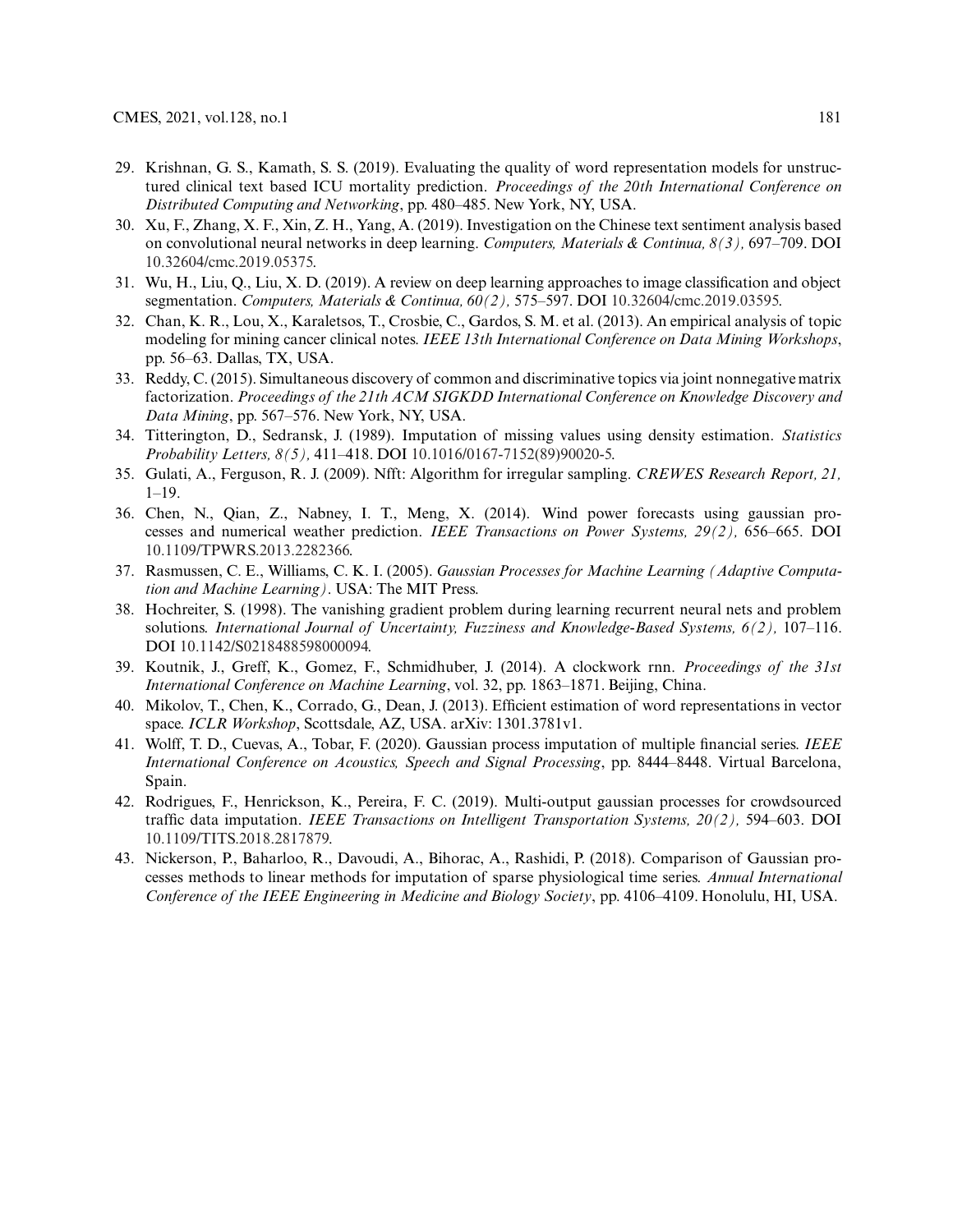29. Krishnan, G. S., Kamath, S. S. (2019). Evaluating the quality of word representation models for unstructured clinical text based ICU mortality prediction. *Proceedings of the 20th International Conference on Distributed Computing and Networking*, pp. 480–485. New York, NY, USA.
30. Xu, F., Zhang, X. F., Xin, Z. H., Yang, A. (2019). Investigation on the Chinese text sentiment analysis based on convolutional neural networks in deep learning. *Computers, Materials & Continua, 8(3),* 697–709. DOI 10.32604/cmc.2019.05375.
31. Wu, H., Liu, Q., Liu, X. D. (2019). A review on deep learning approaches to image classification and object segmentation. *Computers, Materials & Continua, 60(2),* 575–597. DOI 10.32604/cmc.2019.03595.
32. Chan, K. R., Lou, X., Karaletsos, T., Crosbie, C., Gardos, S. M. et al. (2013). An empirical analysis of topic modeling for mining cancer clinical notes. *IEEE 13th International Conference on Data Mining Workshops*, pp. 56–63. Dallas, TX, USA.
33. Reddy, C. (2015). Simultaneous discovery of common and discriminative topics via joint nonnegative matrix factorization. *Proceedings of the 21th ACM SIGKDD International Conference on Knowledge Discovery and Data Mining*, pp. 567–576. New York, NY, USA.
34. Titterington, D., Sedransk, J. (1989). Imputation of missing values using density estimation. *Statistics Probability Letters, 8(5),* 411–418. DOI 10.1016/0167-7152(89)90020-5.
35. Gulati, A., Ferguson, R. J. (2009). Nfft: Algorithm for irregular sampling. *CREWES Research Report, 21,* 1–19.
36. Chen, N., Qian, Z., Nabney, I. T., Meng, X. (2014). Wind power forecasts using gaussian processes and numerical weather prediction. *IEEE Transactions on Power Systems, 29(2),* 656–665. DOI 10.1109/TPWRS.2013.2282366.
37. Rasmussen, C. E., Williams, C. K. I. (2005). *Gaussian Processes for Machine Learning (Adaptive Computation and Machine Learning)*. USA: The MIT Press.
38. Hochreiter, S. (1998). The vanishing gradient problem during learning recurrent neural nets and problem solutions. *International Journal of Uncertainty, Fuzziness and Knowledge-Based Systems, 6(2),* 107–116. DOI 10.1142/S0218488598000094.
39. Koutnik, J., Greff, K., Gomez, F., Schmidhuber, J. (2014). A clockwork rnn. *Proceedings of the 31st International Conference on Machine Learning*, vol. 32, pp. 1863–1871. Beijing, China.
40. Mikolov, T., Chen, K., Corrado, G., Dean, J. (2013). Efficient estimation of word representations in vector space. *ICLR Workshop*, Scottsdale, AZ, USA. arXiv: 1301.3781v1.
41. Wolff, T. D., Cuevas, A., Tobar, F. (2020). Gaussian process imputation of multiple financial series. *IEEE International Conference on Acoustics, Speech and Signal Processing*, pp. 8444–8448. Virtual Barcelona, Spain.
42. Rodrigues, F., Henrickson, K., Pereira, F. C. (2019). Multi-output gaussian processes for crowdsourced traffic data imputation. *IEEE Transactions on Intelligent Transportation Systems, 20(2),* 594–603. DOI 10.1109/TITS.2018.2817879.
43. Nickerson, P., Baharloo, R., Davoudi, A., Bihorac, A., Rashidi, P. (2018). Comparison of Gaussian processes methods to linear methods for imputation of sparse physiological time series. *Annual International Conference of the IEEE Engineering in Medicine and Biology Society*, pp. 4106–4109. Honolulu, HI, USA.